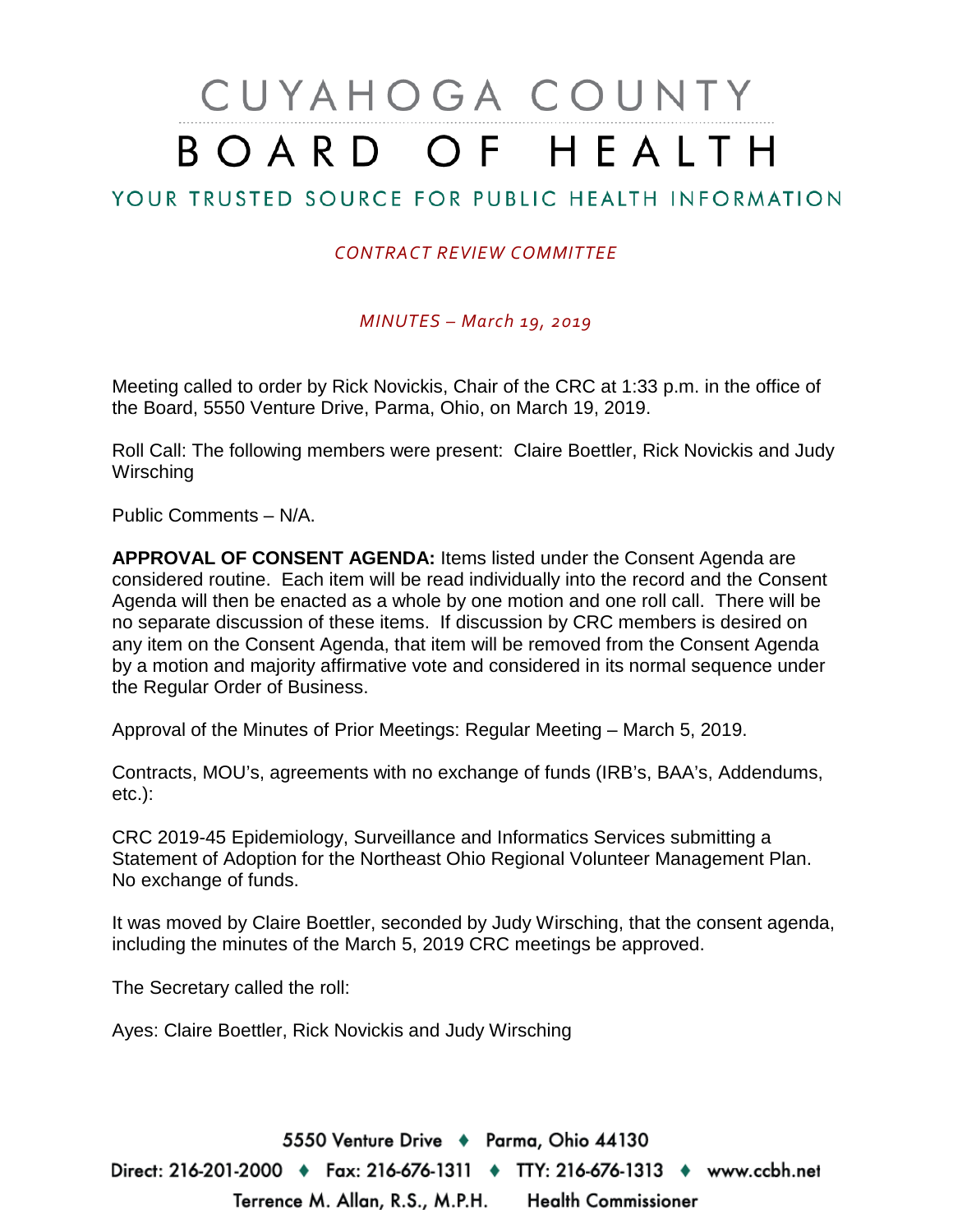# CUYAHOGA COUNTY BOARD OF HEALTH

## YOUR TRUSTED SOURCE FOR PUBLIC HEALTH INFORMATION

*CONTRACT REVIEW COMMITTEE*

*MINUTES – March 19, 2019*

Meeting called to order by Rick Novickis, Chair of the CRC at 1:33 p.m. in the office of the Board, 5550 Venture Drive, Parma, Ohio, on March 19, 2019.

Roll Call: The following members were present: Claire Boettler, Rick Novickis and Judy Wirsching

Public Comments – N/A.

**APPROVAL OF CONSENT AGENDA:** Items listed under the Consent Agenda are considered routine. Each item will be read individually into the record and the Consent Agenda will then be enacted as a whole by one motion and one roll call. There will be no separate discussion of these items. If discussion by CRC members is desired on any item on the Consent Agenda, that item will be removed from the Consent Agenda by a motion and majority affirmative vote and considered in its normal sequence under the Regular Order of Business.

Approval of the Minutes of Prior Meetings: Regular Meeting – March 5, 2019.

Contracts, MOU's, agreements with no exchange of funds (IRB's, BAA's, Addendums, etc.):

CRC 2019-45 Epidemiology, Surveillance and Informatics Services submitting a Statement of Adoption for the Northeast Ohio Regional Volunteer Management Plan. No exchange of funds.

It was moved by Claire Boettler, seconded by Judy Wirsching, that the consent agenda, including the minutes of the March 5, 2019 CRC meetings be approved.

The Secretary called the roll:

Ayes: Claire Boettler, Rick Novickis and Judy Wirsching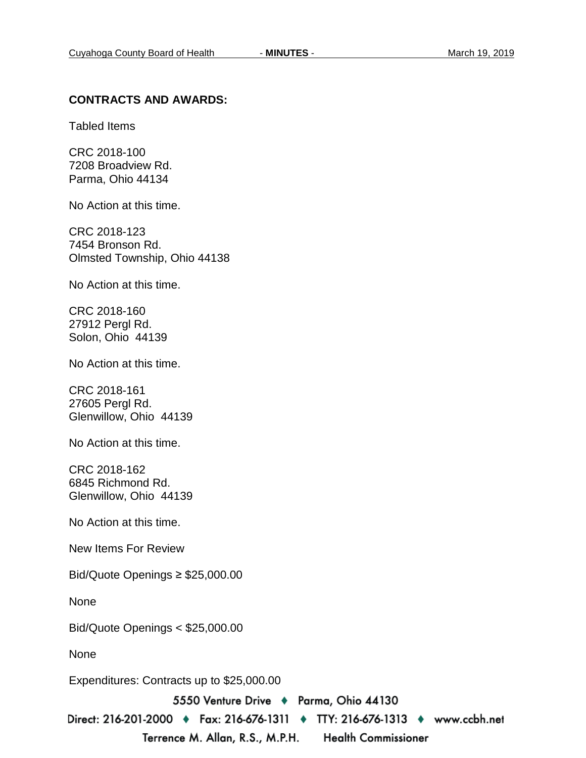**CONTRACTS AND AWARDS:**

Tabled Items

CRC 2018-100
7208 Broadview Rd.
Parma, Ohio 44134

No Action at this time.

CRC 2018-123
7454 Bronson Rd.
Olmsted Township, Ohio 44138

No Action at this time.

CRC 2018-160
27912 Pergl Rd.
Solon, Ohio 44139

No Action at this time.

CRC 2018-161
27605 Pergl Rd.
Glenwillow, Ohio 44139

No Action at this time.

CRC 2018-162
6845 Richmond Rd.
Glenwillow, Ohio 44139

No Action at this time.

New Items For Review

Bid/Quote Openings ≥ $25,000.00

None

Bid/Quote Openings < $25,000.00

None

Expenditures: Contracts up to $25,000.00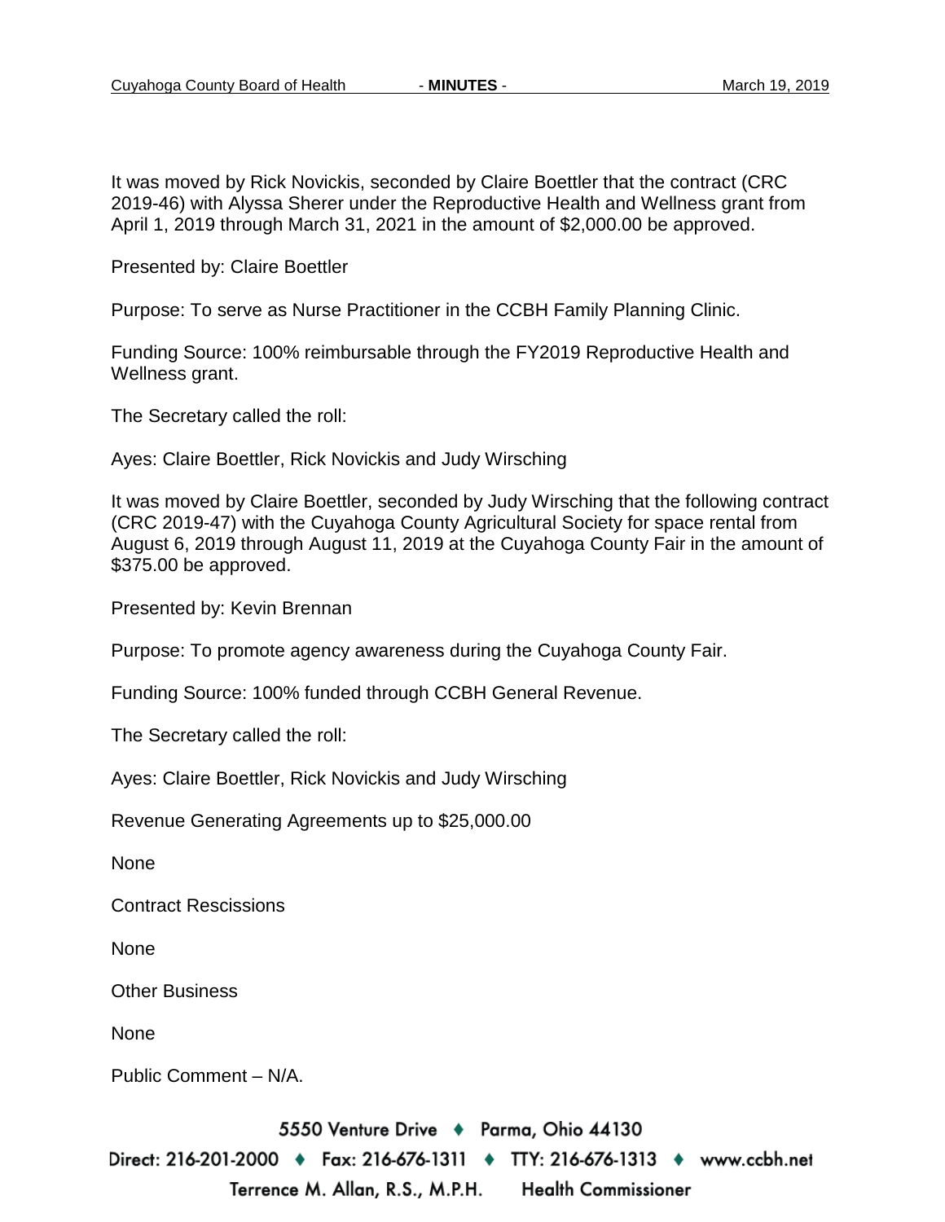It was moved by Rick Novickis, seconded by Claire Boettler that the contract (CRC 2019-46) with Alyssa Sherer under the Reproductive Health and Wellness grant from April 1, 2019 through March 31, 2021 in the amount of $2,000.00 be approved.

Presented by: Claire Boettler

Purpose: To serve as Nurse Practitioner in the CCBH Family Planning Clinic.

Funding Source: 100% reimbursable through the FY2019 Reproductive Health and Wellness grant.

The Secretary called the roll:

Ayes: Claire Boettler, Rick Novickis and Judy Wirsching

It was moved by Claire Boettler, seconded by Judy Wirsching that the following contract (CRC 2019-47) with the Cuyahoga County Agricultural Society for space rental from August 6, 2019 through August 11, 2019 at the Cuyahoga County Fair in the amount of $375.00 be approved.

Presented by: Kevin Brennan

Purpose: To promote agency awareness during the Cuyahoga County Fair.

Funding Source: 100% funded through CCBH General Revenue.

The Secretary called the roll:

Ayes: Claire Boettler, Rick Novickis and Judy Wirsching

Revenue Generating Agreements up to $25,000.00

None

Contract Rescissions

None

Other Business

None

Public Comment – N/A.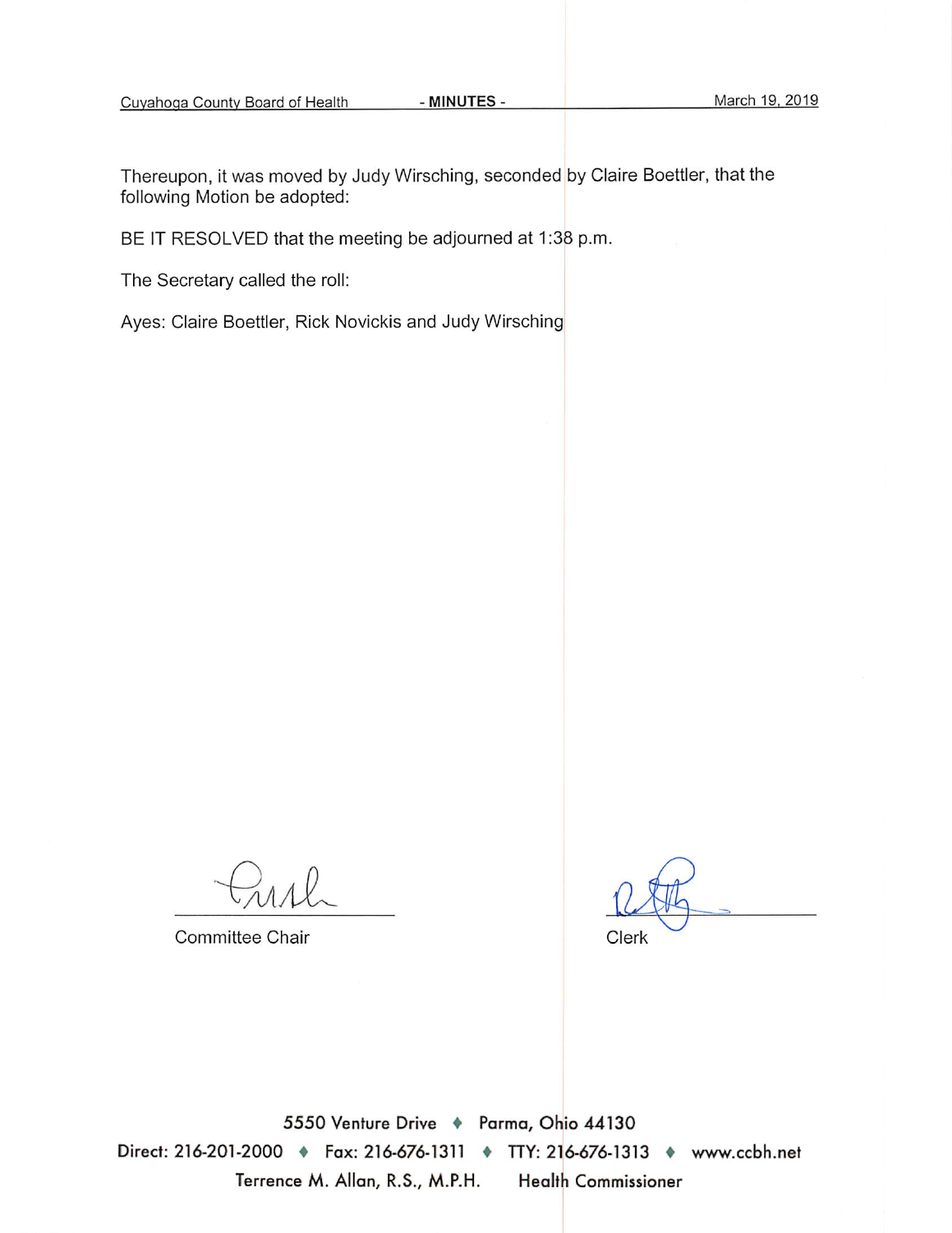Thereupon, it was moved by Judy Wirsching, seconded by Claire Boettler, that the following Motion be adopted:

BE IT RESOLVED that the meeting be adjourned at 1:38 p.m.

The Secretary called the roll:

Ayes: Claire Boettler, Rick Novickis and Judy Wirsching

Committee Chair

Clerk

5550 Venture Drive ♦ Parma, Ohio 44130

Direct: 216-201-2000 ♦ Fax: 216-676-1311 ♦ TTY: 216-676-1313 ♦ www.ccbh.net

Terrence M. Allan, R.S., M.P.H. Health Commissioner